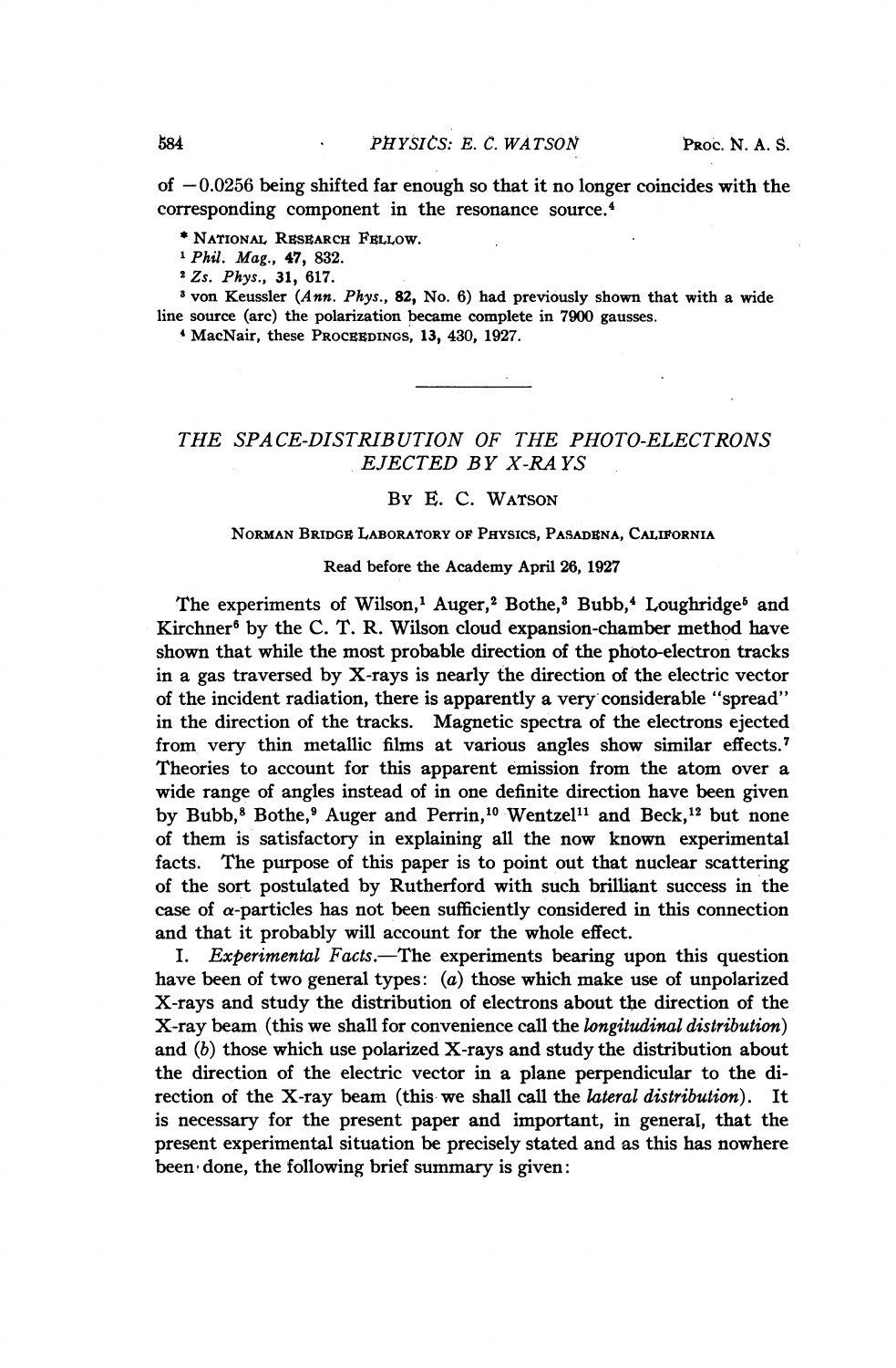of −0.0256 being shifted far enough so that it no longer coincides with the corresponding component in the resonance source.[4]

\* National Research Fellow.

[1] *Phil. Mag.*, **47**, 832.

[2] *Zs. Phys.*, **31**, 617.

[3] von Keussler (*Ann. Phys.*, **82**, No. 6) had previously shown that with a wide line source (arc) the polarization became complete in 7900 gausses.

[4] MacNair, these Proceedings, **13**, 430, 1927.

---

# THE SPACE-DISTRIBUTION OF THE PHOTO-ELECTRONS EJECTED BY X-RAYS

By E. C. Watson

Norman Bridge Laboratory of Physics, Pasadena, California

Read before the Academy April 26, 1927

The experiments of Wilson,[1] Auger,[2] Bothe,[3] Bubb,[4] Loughridge[5] and Kirchner[6] by the C. T. R. Wilson cloud expansion-chamber method have shown that while the most probable direction of the photo-electron tracks in a gas traversed by X-rays is nearly the direction of the electric vector of the incident radiation, there is apparently a very considerable "spread" in the direction of the tracks. Magnetic spectra of the electrons ejected from very thin metallic films at various angles show similar effects.[7] Theories to account for this apparent emission from the atom over a wide range of angles instead of in one definite direction have been given by Bubb,[8] Bothe,[9] Auger and Perrin,[10] Wentzel[11] and Beck,[12] but none of them is satisfactory in explaining all the now known experimental facts. The purpose of this paper is to point out that nuclear scattering of the sort postulated by Rutherford with such brilliant success in the case of $\alpha$-particles has not been sufficiently considered in this connection and that it probably will account for the whole effect.

I. *Experimental Facts.*—The experiments bearing upon this question have been of two general types: (*a*) those which make use of unpolarized X-rays and study the distribution of electrons about the direction of the X-ray beam (this we shall for convenience call the *longitudinal distribution*) and (*b*) those which use polarized X-rays and study the distribution about the direction of the electric vector in a plane perpendicular to the direction of the X-ray beam (this we shall call the *lateral distribution*). It is necessary for the present paper and important, in general, that the present experimental situation be precisely stated and as this has nowhere been done, the following brief summary is given: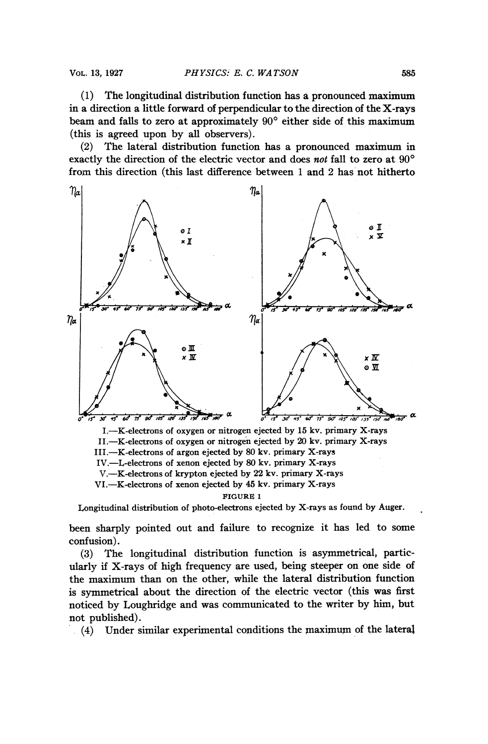(1) The longitudinal distribution function has a pronounced maximum in a direction a little forward of perpendicular to the direction of the X-rays beam and falls to zero at approximately 90° either side of this maximum (this is agreed upon by all observers).

(2) The lateral distribution function has a pronounced maximum in exactly the direction of the electric vector and does *not* fall to zero at 90° from this direction (this last difference between 1 and 2 has not hitherto been sharply pointed out and failure to recognize it has led to some confusion).

I.—K-electrons of oxygen or nitrogen ejected by 15 kv. primary X-rays
II.—K-electrons of oxygen or nitrogen ejected by 20 kv. primary X-rays
III.—K-electrons of argon ejected by 80 kv. primary X-rays
IV.—L-electrons of xenon ejected by 80 kv. primary X-rays
V.—K-electrons of krypton ejected by 22 kv. primary X-rays
VI.—K-electrons of xenon ejected by 45 kv. primary X-rays

FIGURE 1

Longitudinal distribution of photo-electrons ejected by X-rays as found by Auger.

(3) The longitudinal distribution function is asymmetrical, particularly if X-rays of high frequency are used, being steeper on one side of the maximum than on the other, while the lateral distribution function is symmetrical about the direction of the electric vector (this was first noticed by Loughridge and was communicated to the writer by him, but not published).

(4) Under similar experimental conditions the maximum of the lateral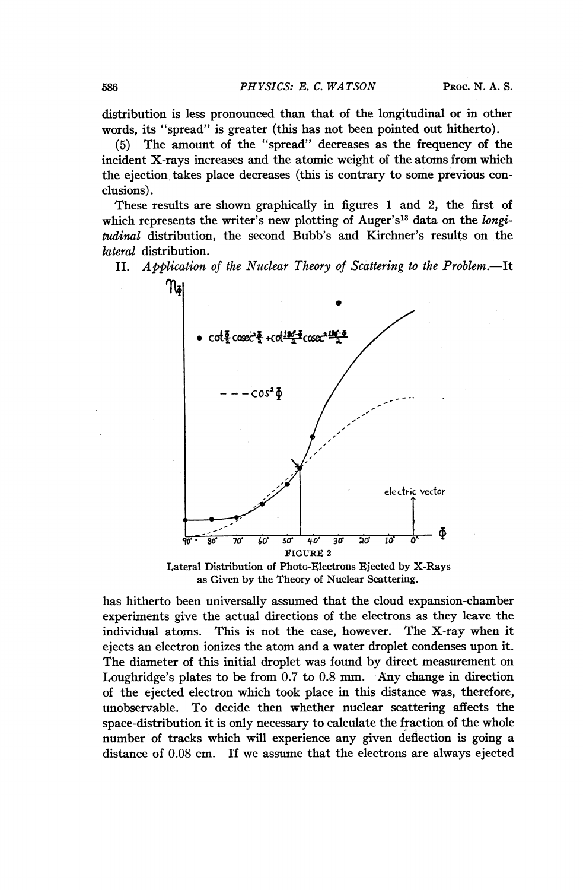distribution is less pronounced than that of the longitudinal or in other words, its "spread" is greater (this has not been pointed out hitherto).

(5) The amount of the "spread" decreases as the frequency of the incident X-rays increases and the atomic weight of the atoms from which the ejection takes place decreases (this is contrary to some previous conclusions).

These results are shown graphically in figures 1 and 2, the first of which represents the writer's new plotting of Auger's[13] data on the *longitudinal* distribution, the second Bubb's and Kirchner's results on the *lateral* distribution.

II. *Application of the Nuclear Theory of Scattering to the Problem.*—It

FIGURE 2

Lateral Distribution of Photo-Electrons Ejected by X-Rays as Given by the Theory of Nuclear Scattering.

has hitherto been universally assumed that the cloud expansion-chamber experiments give the actual directions of the electrons as they leave the individual atoms. This is not the case, however. The X-ray when it ejects an electron ionizes the atom and a water droplet condenses upon it. The diameter of this initial droplet was found by direct measurement on Loughridge's plates to be from 0.7 to 0.8 mm. Any change in direction of the ejected electron which took place in this distance was, therefore, unobservable. To decide then whether nuclear scattering affects the space-distribution it is only necessary to calculate the fraction of the whole number of tracks which will experience any given deflection is going a distance of 0.08 cm. If we assume that the electrons are always ejected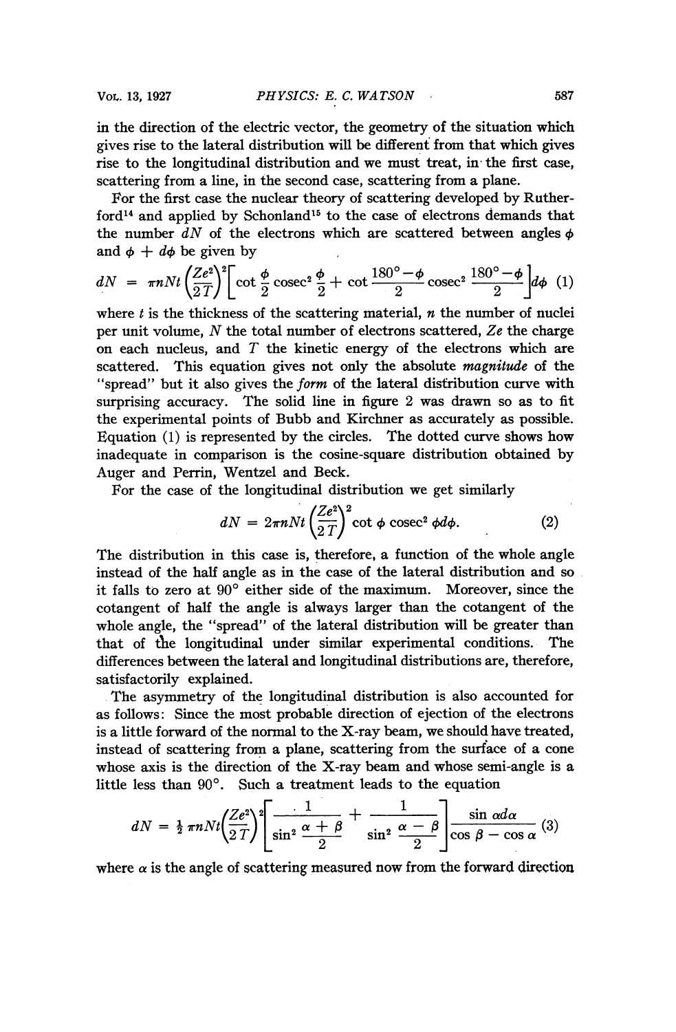in the direction of the electric vector, the geometry of the situation which gives rise to the lateral distribution will be different from that which gives rise to the longitudinal distribution and we must treat, in the first case, scattering from a line, in the second case, scattering from a plane.

For the first case the nuclear theory of scattering developed by Rutherford[14] and applied by Schonland[15] to the case of electrons demands that the number $dN$ of the electrons which are scattered between angles $\phi$ and $\phi + d\phi$ be given by

$$dN = \pi n N t \left(\frac{Ze^2}{2T}\right)^2 \left[\cot\frac{\phi}{2}\operatorname{cosec}^2\frac{\phi}{2} + \cot\frac{180^\circ - \phi}{2}\operatorname{cosec}^2\frac{180^\circ - \phi}{2}\right] d\phi \quad (1)$$

where $t$ is the thickness of the scattering material, $n$ the number of nuclei per unit volume, $N$ the total number of electrons scattered, $Ze$ the charge on each nucleus, and $T$ the kinetic energy of the electrons which are scattered. This equation gives not only the absolute *magnitude* of the "spread" but it also gives the *form* of the lateral distribution curve with surprising accuracy. The solid line in figure 2 was drawn so as to fit the experimental points of Bubb and Kirchner as accurately as possible. Equation (1) is represented by the circles. The dotted curve shows how inadequate in comparison is the cosine-square distribution obtained by Auger and Perrin, Wentzel and Beck.

For the case of the longitudinal distribution we get similarly

$$dN = 2\pi n N t \left(\frac{Ze^2}{2T}\right)^2 \cot\phi \operatorname{cosec}^2\phi d\phi. \quad (2)$$

The distribution in this case is, therefore, a function of the whole angle instead of the half angle as in the case of the lateral distribution and so it falls to zero at 90° either side of the maximum. Moreover, since the cotangent of half the angle is always larger than the cotangent of the whole angle, the "spread" of the lateral distribution will be greater than that of the longitudinal under similar experimental conditions. The differences between the lateral and longitudinal distributions are, therefore, satisfactorily explained.

The asymmetry of the longitudinal distribution is also accounted for as follows: Since the most probable direction of ejection of the electrons is a little forward of the normal to the X-ray beam, we should have treated, instead of scattering from a plane, scattering from the surface of a cone whose axis is the direction of the X-ray beam and whose semi-angle is a little less than 90°. Such a treatment leads to the equation

$$dN = \tfrac{1}{2}\pi n N t \left(\frac{Ze^2}{2T}\right)^2 \left[\frac{1}{\sin^2\frac{\alpha + \beta}{2}} + \frac{1}{\sin^2\frac{\alpha - \beta}{2}}\right] \frac{\sin\alpha d\alpha}{\cos\beta - \cos\alpha} \quad (3)$$

where $\alpha$ is the angle of scattering measured now from the forward direction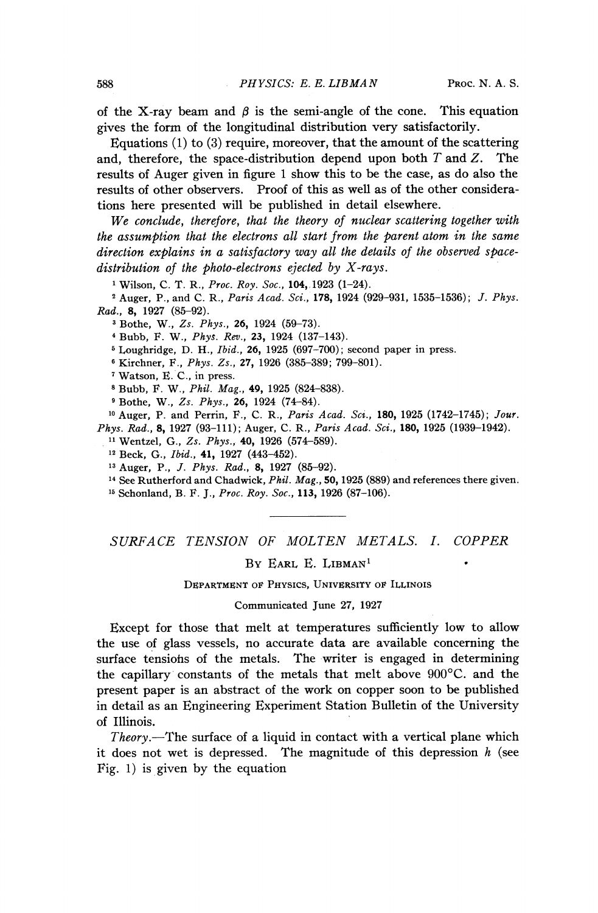of the X-ray beam and $\beta$ is the semi-angle of the cone. This equation gives the form of the longitudinal distribution very satisfactorily.

Equations (1) to (3) require, moreover, that the amount of the scattering and, therefore, the space-distribution depend upon both $T$ and $Z$. The results of Auger given in figure 1 show this to be the case, as do also the results of other observers. Proof of this as well as of the other considerations here presented will be published in detail elsewhere.

*We conclude, therefore, that the theory of nuclear scattering together with the assumption that the electrons all start from the parent atom in the same direction explains in a satisfactory way all the details of the observed space-distribution of the photo-electrons ejected by X-rays.*

[1] Wilson, C. T. R., *Proc. Roy. Soc.*, **104**, 1923 (1–24).

[2] Auger, P., and C. R., *Paris Acad. Sci.*, **178**, 1924 (929–931, 1535–1536); *J. Phys. Rad.*, **8**, 1927 (85–92).

[3] Bothe, W., *Zs. Phys.*, **26**, 1924 (59–73).

[4] Bubb, F. W., *Phys. Rev.*, **23**, 1924 (137–143).

[5] Loughridge, D. H., *Ibid.*, **26**, 1925 (697–700); second paper in press.

[6] Kirchner, F., *Phys. Zs.*, **27**, 1926 (385–389; 799–801).

[7] Watson, E. C., in press.

[8] Bubb, F. W., *Phil. Mag.*, **49**, 1925 (824–838).

[9] Bothe, W., *Zs. Phys.*, **26**, 1924 (74–84).

[10] Auger, P. and Perrin, F., *C. R., Paris Acad. Sci.*, **180**, 1925 (1742–1745); *Jour. Phys. Rad.*, **8**, 1927 (93–111); Auger, C. R., *Paris Acad. Sci.*, **180**, 1925 (1939–1942).

[11] Wentzel, G., *Zs. Phys.*, **40**, 1926 (574–589).

[12] Beck, G., *Ibid.*, **41**, 1927 (443–452).

[13] Auger, P., *J. Phys. Rad.*, **8**, 1927 (85–92).

[14] See Rutherford and Chadwick, *Phil. Mag.*, **50**, 1925 (889) and references there given.

[15] Schonland, B. F. J., *Proc. Roy. Soc.*, **113**, 1926 (87–106).

---

## SURFACE TENSION OF MOLTEN METALS. I. COPPER

By Earl E. Libman[1]

Department of Physics, University of Illinois

Communicated June 27, 1927

Except for those that melt at temperatures sufficiently low to allow the use of glass vessels, no accurate data are available concerning the surface tensions of the metals. The writer is engaged in determining the capillary constants of the metals that melt above 900°C. and the present paper is an abstract of the work on copper soon to be published in detail as an Engineering Experiment Station Bulletin of the University of Illinois.

*Theory.*—The surface of a liquid in contact with a vertical plane which it does not wet is depressed. The magnitude of this depression $h$ (see Fig. 1) is given by the equation